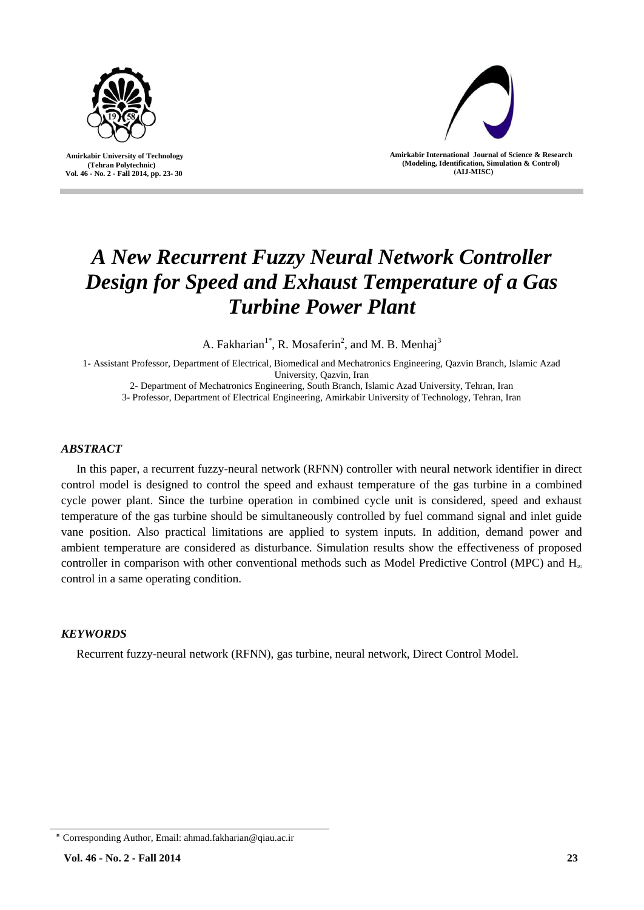# A New Recurrent Fuzzy Neural Network Controller Design for Speed and Exhaust Temperature of a Gas Turbine Power Plant

A. Fakharian[1*], R. Mosaferin[2], and M. B. Menhaj[3]

1- Assistant Professor, Department of Electrical, Biomedical and Mechatronics Engineering, Qazvin Branch, Islamic Azad University, Qazvin, Iran

2- Department of Mechatronics Engineering, South Branch, Islamic Azad University, Tehran, Iran

3- Professor, Department of Electrical Engineering, Amirkabir University of Technology, Tehran, Iran

### *ABSTRACT*

In this paper, a recurrent fuzzy-neural network (RFNN) controller with neural network identifier in direct control model is designed to control the speed and exhaust temperature of the gas turbine in a combined cycle power plant. Since the turbine operation in combined cycle unit is considered, speed and exhaust temperature of the gas turbine should be simultaneously controlled by fuel command signal and inlet guide vane position. Also practical limitations are applied to system inputs. In addition, demand power and ambient temperature are considered as disturbance. Simulation results show the effectiveness of proposed controller in comparison with other conventional methods such as Model Predictive Control (MPC) and $H_\infty$ control in a same operating condition.

### *KEYWORDS*

Recurrent fuzzy-neural network (RFNN), gas turbine, neural network, Direct Control Model.

---

[*] Corresponding Author, Email: ahmad.fakharian@qiau.ac.ir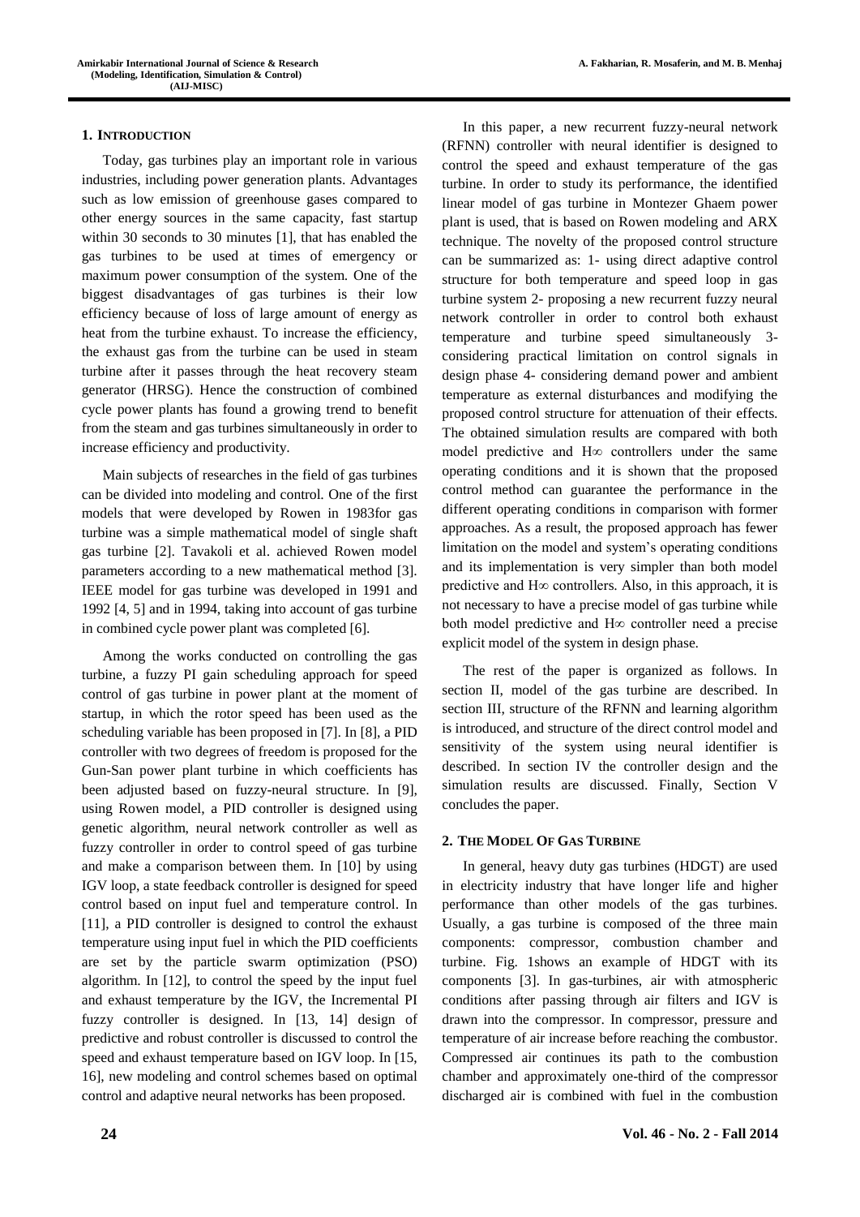## 1. INTRODUCTION

Today, gas turbines play an important role in various industries, including power generation plants. Advantages such as low emission of greenhouse gases compared to other energy sources in the same capacity, fast startup within 30 seconds to 30 minutes [1], that has enabled the gas turbines to be used at times of emergency or maximum power consumption of the system. One of the biggest disadvantages of gas turbines is their low efficiency because of loss of large amount of energy as heat from the turbine exhaust. To increase the efficiency, the exhaust gas from the turbine can be used in steam turbine after it passes through the heat recovery steam generator (HRSG). Hence the construction of combined cycle power plants has found a growing trend to benefit from the steam and gas turbines simultaneously in order to increase efficiency and productivity.

Main subjects of researches in the field of gas turbines can be divided into modeling and control. One of the first models that were developed by Rowen in 1983for gas turbine was a simple mathematical model of single shaft gas turbine [2]. Tavakoli et al. achieved Rowen model parameters according to a new mathematical method [3]. IEEE model for gas turbine was developed in 1991 and 1992 [4, 5] and in 1994, taking into account of gas turbine in combined cycle power plant was completed [6].

Among the works conducted on controlling the gas turbine, a fuzzy PI gain scheduling approach for speed control of gas turbine in power plant at the moment of startup, in which the rotor speed has been used as the scheduling variable has been proposed in [7]. In [8], a PID controller with two degrees of freedom is proposed for the Gun-San power plant turbine in which coefficients has been adjusted based on fuzzy-neural structure. In [9], using Rowen model, a PID controller is designed using genetic algorithm, neural network controller as well as fuzzy controller in order to control speed of gas turbine and make a comparison between them. In [10] by using IGV loop, a state feedback controller is designed for speed control based on input fuel and temperature control. In [11], a PID controller is designed to control the exhaust temperature using input fuel in which the PID coefficients are set by the particle swarm optimization (PSO) algorithm. In [12], to control the speed by the input fuel and exhaust temperature by the IGV, the Incremental PI fuzzy controller is designed. In [13, 14] design of predictive and robust controller is discussed to control the speed and exhaust temperature based on IGV loop. In [15, 16], new modeling and control schemes based on optimal control and adaptive neural networks has been proposed.

In this paper, a new recurrent fuzzy-neural network (RFNN) controller with neural identifier is designed to control the speed and exhaust temperature of the gas turbine. In order to study its performance, the identified linear model of gas turbine in Montezer Ghaem power plant is used, that is based on Rowen modeling and ARX technique. The novelty of the proposed control structure can be summarized as: 1- using direct adaptive control structure for both temperature and speed loop in gas turbine system 2- proposing a new recurrent fuzzy neural network controller in order to control both exhaust temperature and turbine speed simultaneously 3- considering practical limitation on control signals in design phase 4- considering demand power and ambient temperature as external disturbances and modifying the proposed control structure for attenuation of their effects. The obtained simulation results are compared with both model predictive and H∞ controllers under the same operating conditions and it is shown that the proposed control method can guarantee the performance in the different operating conditions in comparison with former approaches. As a result, the proposed approach has fewer limitation on the model and system's operating conditions and its implementation is very simpler than both model predictive and H∞ controllers. Also, in this approach, it is not necessary to have a precise model of gas turbine while both model predictive and H∞ controller need a precise explicit model of the system in design phase.

The rest of the paper is organized as follows. In section II, model of the gas turbine are described. In section III, structure of the RFNN and learning algorithm is introduced, and structure of the direct control model and sensitivity of the system using neural identifier is described. In section IV the controller design and the simulation results are discussed. Finally, Section V concludes the paper.

## 2. THE MODEL OF GAS TURBINE

In general, heavy duty gas turbines (HDGT) are used in electricity industry that have longer life and higher performance than other models of the gas turbines. Usually, a gas turbine is composed of the three main components: compressor, combustion chamber and turbine. Fig. 1shows an example of HDGT with its components [3]. In gas-turbines, air with atmospheric conditions after passing through air filters and IGV is drawn into the compressor. In compressor, pressure and temperature of air increase before reaching the combustor. Compressed air continues its path to the combustion chamber and approximately one-third of the compressor discharged air is combined with fuel in the combustion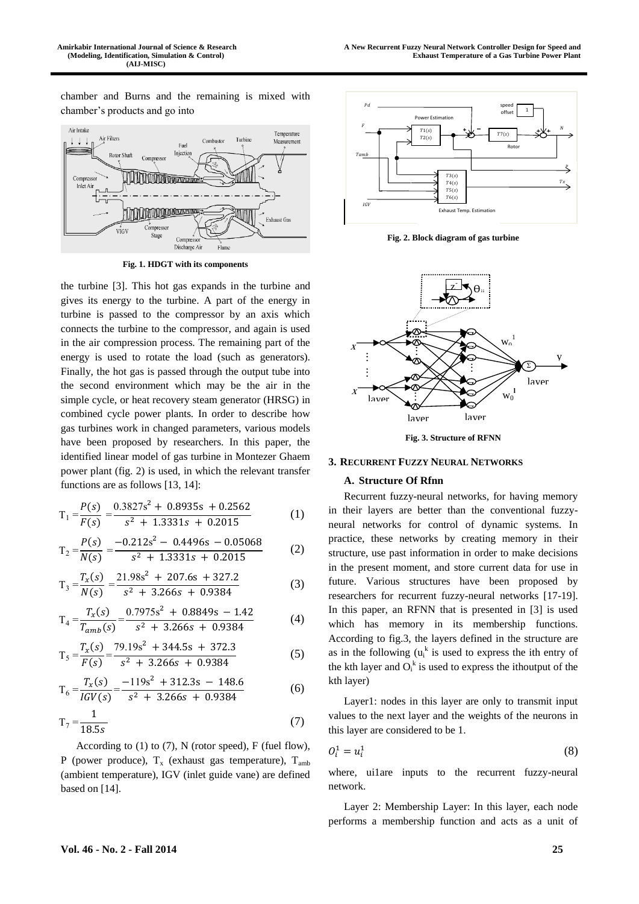chamber and Burns and the remaining is mixed with chamber's products and go into

Fig. 1. HDGT with its components

the turbine [3]. This hot gas expands in the turbine and gives its energy to the turbine. A part of the energy in turbine is passed to the compressor by an axis which connects the turbine to the compressor, and again is used in the air compression process. The remaining part of the energy is used to rotate the load (such as generators). Finally, the hot gas is passed through the output tube into the second environment which may be the air in the simple cycle, or heat recovery steam generator (HRSG) in combined cycle power plants. In order to describe how gas turbines work in changed parameters, various models have been proposed by researchers. In this paper, the identified linear model of gas turbine in Montezer Ghaem power plant (fig. 2) is used, in which the relevant transfer functions are as follows [13, 14]:

$$\mathrm{T}_1 = \frac{P(s)}{F(s)} = \frac{0.3827s^2 + 0.8935s + 0.2562}{s^2 + 1.3331s + 0.2015} \tag{1}$$

$$\mathrm{T}_2 = \frac{P(s)}{N(s)} = \frac{-0.212s^2 - 0.4496s - 0.05068}{s^2 + 1.3331s + 0.2015} \tag{2}$$

$$\mathrm{T}_3 = \frac{T_x(s)}{N(s)} = \frac{21.98s^2 + 207.6s + 327.2}{s^2 + 3.266s + 0.9384} \tag{3}$$

$$\mathrm{T}_4 = \frac{T_x(s)}{T_{amb}(s)} = \frac{0.7975s^2 + 0.8849s - 1.42}{s^2 + 3.266s + 0.9384} \tag{4}$$

$$\mathrm{T}_5 = \frac{T_x(s)}{F(s)} = \frac{79.19s^2 + 344.5s + 372.3}{s^2 + 3.266s + 0.9384} \tag{5}$$

$$\mathrm{T}_6 = \frac{T_x(s)}{IGV(s)} = \frac{-119s^2 + 312.3s - 148.6}{s^2 + 3.266s + 0.9384} \tag{6}$$

$$\mathrm{T}_7 = \frac{1}{18.5s} \tag{7}$$

According to (1) to (7), N (rotor speed), F (fuel flow), P (power produce), $T_x$ (exhaust gas temperature), $T_{amb}$ (ambient temperature), IGV (inlet guide vane) are defined based on [14].

Fig. 2. Block diagram of gas turbine

Fig. 3. Structure of RFNN

## 3. Recurrent Fuzzy Neural Networks

### A. Structure Of Rfnn

Recurrent fuzzy-neural networks, for having memory in their layers are better than the conventional fuzzy-neural networks for control of dynamic systems. In practice, these networks by creating memory in their structure, use past information in order to make decisions in the present moment, and store current data for use in future. Various structures have been proposed by researchers for recurrent fuzzy-neural networks [17-19]. In this paper, an RFNN that is presented in [3] is used which has memory in its membership functions. According to fig.3, the layers defined in the structure are as in the following ($u_i^k$ is used to express the ith entry of the kth layer and $O_i^k$ is used to express the ithoutput of the kth layer)

Layer1: nodes in this layer are only to transmit input values to the next layer and the weights of the neurons in this layer are considered to be 1.

$$O_i^1 = u_i^1 \tag{8}$$

where, ui1are inputs to the recurrent fuzzy-neural network.

Layer 2: Membership Layer: In this layer, each node performs a membership function and acts as a unit of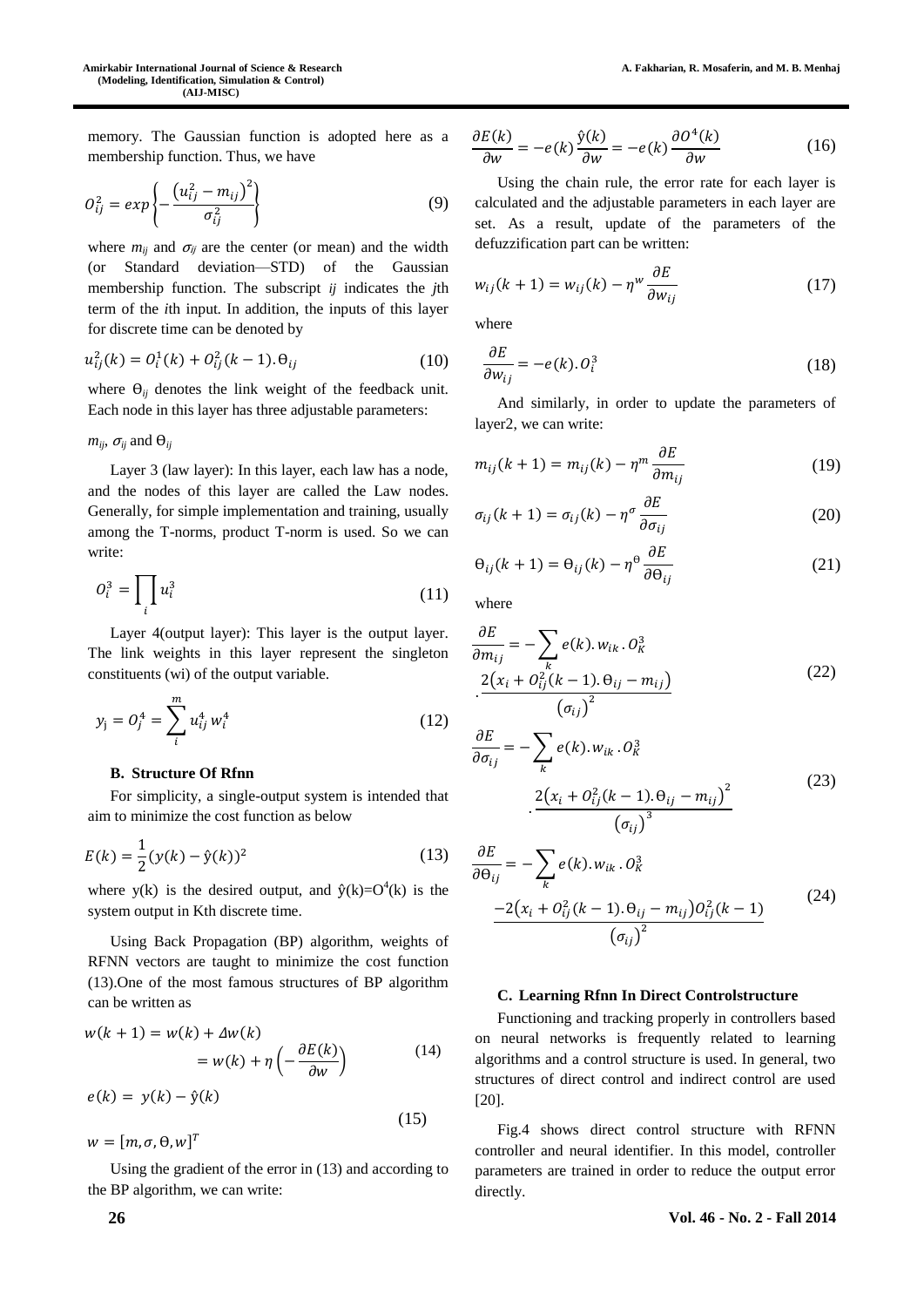memory. The Gaussian function is adopted here as a membership function. Thus, we have

$$O_{ij}^2 = exp\left\{-\frac{\left(u_{ij}^2 - m_{ij}\right)^2}{\sigma_{ij}^2}\right\} \tag{9}$$

where $m_{ij}$ and $\sigma_{ij}$ are the center (or mean) and the width (or Standard deviation—STD) of the Gaussian membership function. The subscript $ij$ indicates the $j$th term of the $i$th input. In addition, the inputs of this layer for discrete time can be denoted by

$$u_{ij}^2(k) = O_i^1(k) + O_{ij}^2(k-1).\Theta_{ij} \tag{10}$$

where $\Theta_{ij}$ denotes the link weight of the feedback unit. Each node in this layer has three adjustable parameters:

$m_{ij}$, $\sigma_{ij}$ and $\Theta_{ij}$

Layer 3 (law layer): In this layer, each law has a node, and the nodes of this layer are called the Law nodes. Generally, for simple implementation and training, usually among the T-norms, product T-norm is used. So we can write:

$$O_i^3 = \prod_i u_i^3 \tag{11}$$

Layer 4(output layer): This layer is the output layer. The link weights in this layer represent the singleton constituents (wi) of the output variable.

$$y_j = O_j^4 = \sum_i^m u_{ij}^4 w_i^4 \tag{12}$$

### B. Structure Of Rfnn

For simplicity, a single-output system is intended that aim to minimize the cost function as below

$$E(k) = \frac{1}{2}(y(k) - \hat{y}(k))^2 \tag{13}$$

where y(k) is the desired output, and $\hat{y}(k)=O^4(k)$ is the system output in Kth discrete time.

Using Back Propagation (BP) algorithm, weights of RFNN vectors are taught to minimize the cost function (13).One of the most famous structures of BP algorithm can be written as

$$\begin{aligned} w(k+1) &= w(k) + \Delta w(k) \\ &= w(k) + \eta\left(-\frac{\partial E(k)}{\partial w}\right) \end{aligned} \tag{14}$$

$$e(k) = y(k) - \hat{y}(k)$$

$$w = [m, \sigma, \Theta, w]^T \tag{15}$$

Using the gradient of the error in (13) and according to the BP algorithm, we can write:

$$\frac{\partial E(k)}{\partial w} = -e(k)\frac{\hat{y}(k)}{\partial w} = -e(k)\frac{\partial O^4(k)}{\partial w} \tag{16}$$

Using the chain rule, the error rate for each layer is calculated and the adjustable parameters in each layer are set. As a result, update of the parameters of the defuzzification part can be written:

$$w_{ij}(k+1) = w_{ij}(k) - \eta^w \frac{\partial E}{\partial w_{ij}} \tag{17}$$

where

$$\frac{\partial E}{\partial w_{ij}} = -e(k).O_i^3 \tag{18}$$

And similarly, in order to update the parameters of layer2, we can write:

$$m_{ij}(k+1) = m_{ij}(k) - \eta^m \frac{\partial E}{\partial m_{ij}} \tag{19}$$

$$\sigma_{ij}(k+1) = \sigma_{ij}(k) - \eta^\sigma \frac{\partial E}{\partial \sigma_{ij}} \tag{20}$$

$$\Theta_{ij}(k+1) = \Theta_{ij}(k) - \eta^\Theta \frac{\partial E}{\partial \Theta_{ij}} \tag{21}$$

where

$$\frac{\partial E}{\partial m_{ij}} = -\sum_k e(k).w_{ik}.O_K^3 \cdot\frac{2\left(x_i + O_{ij}^2(k-1).\Theta_{ij} - m_{ij}\right)}{\left(\sigma_{ij}\right)^2} \tag{22}$$

$$\frac{\partial E}{\partial \sigma_{ij}} = -\sum_k e(k).w_{ik}.O_K^3 \cdot\frac{2\left(x_i + O_{ij}^2(k-1).\Theta_{ij} - m_{ij}\right)^2}{\left(\sigma_{ij}\right)^3} \tag{23}$$

$$\frac{\partial E}{\partial \Theta_{ij}} = -\sum_k e(k).w_{ik}.O_K^3 \frac{-2\left(x_i + O_{ij}^2(k-1).\Theta_{ij} - m_{ij}\right)O_{ij}^2(k-1)}{\left(\sigma_{ij}\right)^2} \tag{24}$$

### C. Learning Rfnn In Direct Controlstructure

Functioning and tracking properly in controllers based on neural networks is frequently related to learning algorithms and a control structure is used. In general, two structures of direct control and indirect control are used [20].

Fig.4 shows direct control structure with RFNN controller and neural identifier. In this model, controller parameters are trained in order to reduce the output error directly.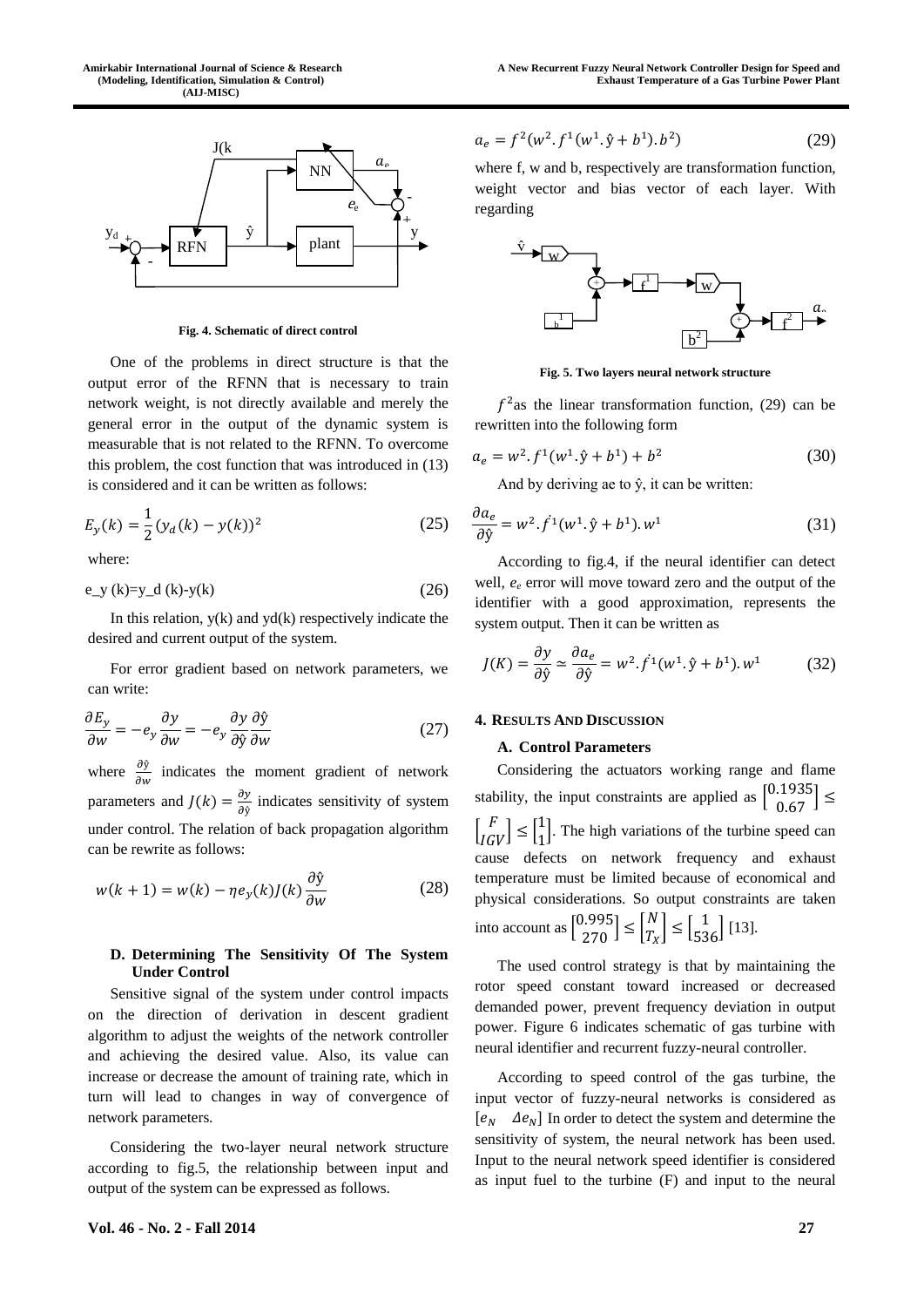Fig. 4. Schematic of direct control

One of the problems in direct structure is that the output error of the RFNN that is necessary to train network weight, is not directly available and merely the general error in the output of the dynamic system is measurable that is not related to the RFNN. To overcome this problem, the cost function that was introduced in (13) is considered and it can be written as follows:

$$E_y(k) = \frac{1}{2}(y_d(k) - y(k))^2 \tag{25}$$

where:

$$e\_y(k)=y\_d(k)-y(k) \tag{26}$$

In this relation, y(k) and yd(k) respectively indicate the desired and current output of the system.

For error gradient based on network parameters, we can write:

$$\frac{\partial E_y}{\partial w} = -e_y \frac{\partial y}{\partial w} = -e_y \frac{\partial y}{\partial \hat{y}} \frac{\partial \hat{y}}{\partial w} \tag{27}$$

where $\frac{\partial \hat{y}}{\partial w}$ indicates the moment gradient of network parameters and $J(k) = \frac{\partial y}{\partial \hat{y}}$ indicates sensitivity of system under control. The relation of back propagation algorithm can be rewrite as follows:

$$w(k+1) = w(k) - \eta e_y(k) J(k) \frac{\partial \hat{y}}{\partial w} \tag{28}$$

### D. Determining The Sensitivity Of The System Under Control

Sensitive signal of the system under control impacts on the direction of derivation in descent gradient algorithm to adjust the weights of the network controller and achieving the desired value. Also, its value can increase or decrease the amount of training rate, which in turn will lead to changes in way of convergence of network parameters.

Considering the two-layer neural network structure according to fig.5, the relationship between input and output of the system can be expressed as follows.

$$a_e = f^2(w^2 . f^1(w^1 . \hat{y} + b^1) . b^2) \tag{29}$$

where f, w and b, respectively are transformation function, weight vector and bias vector of each layer. With regarding

Fig. 5. Two layers neural network structure

$f^2$ as the linear transformation function, (29) can be rewritten into the following form

$$a_e = w^2 . f^1(w^1 . \hat{y} + b^1) + b^2 \tag{30}$$

And by deriving ae to ŷ, it can be written:

$$\frac{\partial a_e}{\partial \hat{y}} = w^2 . \dot{f}^1(w^1 . \hat{y} + b^1) . w^1 \tag{31}$$

According to fig.4, if the neural identifier can detect well, $e_e$ error will move toward zero and the output of the identifier with a good approximation, represents the system output. Then it can be written as

$$J(K) = \frac{\partial y}{\partial \hat{y}} \simeq \frac{\partial a_e}{\partial \hat{y}} = w^2 . \dot{f}^1(w^1 . \hat{y} + b^1) . w^1 \tag{32}$$

## 4. Results And Discussion

### A. Control Parameters

Considering the actuators working range and flame stability, the input constraints are applied as $\begin{bmatrix} 0.1935 \\ 0.67 \end{bmatrix} \leq \begin{bmatrix} F \\ IGV \end{bmatrix} \leq \begin{bmatrix} 1 \\ 1 \end{bmatrix}$. The high variations of the turbine speed can cause defects on network frequency and exhaust temperature must be limited because of economical and physical considerations. So output constraints are taken into account as $\begin{bmatrix} 0.995 \\ 270 \end{bmatrix} \leq \begin{bmatrix} N \\ T_x \end{bmatrix} \leq \begin{bmatrix} 1 \\ 536 \end{bmatrix}$ [13].

The used control strategy is that by maintaining the rotor speed constant toward increased or decreased demanded power, prevent frequency deviation in output power. Figure 6 indicates schematic of gas turbine with neural identifier and recurrent fuzzy-neural controller.

According to speed control of the gas turbine, the input vector of fuzzy-neural networks is considered as $[e_N \quad \Delta e_N]$ In order to detect the system and determine the sensitivity of system, the neural network has been used. Input to the neural network speed identifier is considered as input fuel to the turbine (F) and input to the neural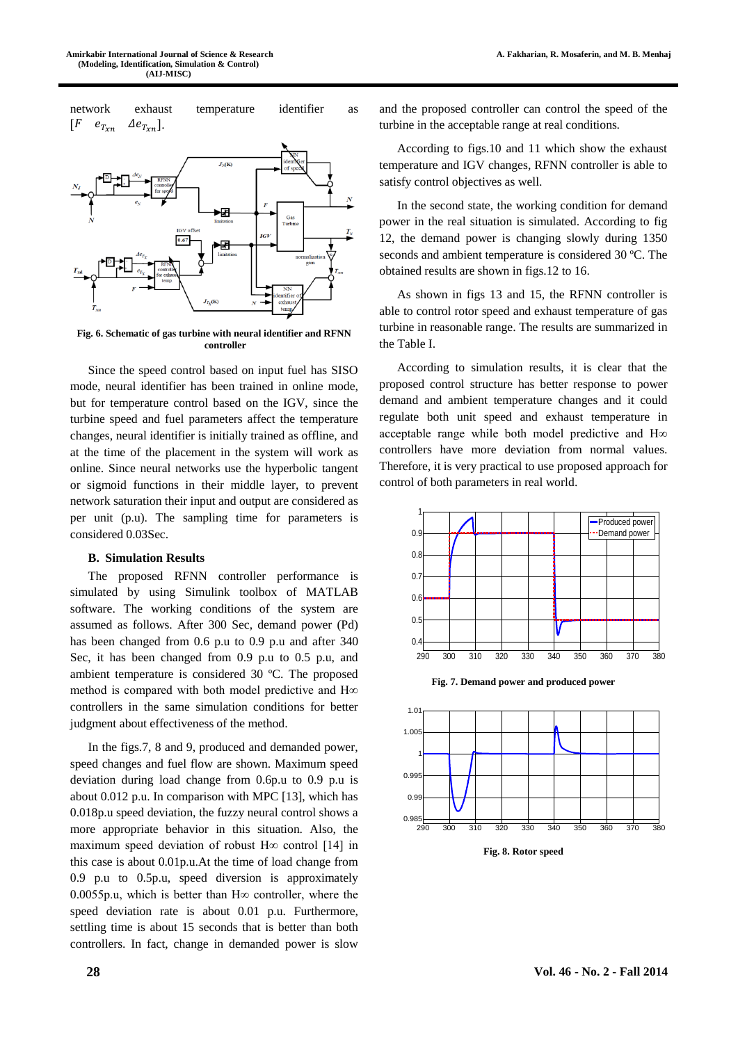network exhaust temperature identifier as $[F \quad e_{T_{xn}} \quad \Delta e_{T_{xn}}]$.

Fig. 6. Schematic of gas turbine with neural identifier and RFNN controller

Since the speed control based on input fuel has SISO mode, neural identifier has been trained in online mode, but for temperature control based on the IGV, since the turbine speed and fuel parameters affect the temperature changes, neural identifier is initially trained as offline, and at the time of the placement in the system will work as online. Since neural networks use the hyperbolic tangent or sigmoid functions in their middle layer, to prevent network saturation their input and output are considered as per unit (p.u). The sampling time for parameters is considered 0.03Sec.

## B. Simulation Results

The proposed RFNN controller performance is simulated by using Simulink toolbox of MATLAB software. The working conditions of the system are assumed as follows. After 300 Sec, demand power (Pd) has been changed from 0.6 p.u to 0.9 p.u and after 340 Sec, it has been changed from 0.9 p.u to 0.5 p.u, and ambient temperature is considered 30 ºC. The proposed method is compared with both model predictive and H∞ controllers in the same simulation conditions for better judgment about effectiveness of the method.

In the figs.7, 8 and 9, produced and demanded power, speed changes and fuel flow are shown. Maximum speed deviation during load change from 0.6p.u to 0.9 p.u is about 0.012 p.u. In comparison with MPC [13], which has 0.018p.u speed deviation, the fuzzy neural control shows a more appropriate behavior in this situation. Also, the maximum speed deviation of robust H∞ control [14] in this case is about 0.01p.u.At the time of load change from 0.9 p.u to 0.5p.u, speed diversion is approximately 0.0055p.u, which is better than H∞ controller, where the speed deviation rate is about 0.01 p.u. Furthermore, settling time is about 15 seconds that is better than both controllers. In fact, change in demanded power is slow and the proposed controller can control the speed of the turbine in the acceptable range at real conditions.

According to figs.10 and 11 which show the exhaust temperature and IGV changes, RFNN controller is able to satisfy control objectives as well.

In the second state, the working condition for demand power in the real situation is simulated. According to fig 12, demand power is changing slowly during 1350 seconds and ambient temperature is considered 30 ºC. The obtained results are shown in figs.12 to 16.

As shown in figs 13 and 15, the RFNN controller is able to control rotor speed and exhaust temperature of gas turbine in reasonable range. The results are summarized in the Table I.

According to simulation results, it is clear that the proposed control structure has better response to power demand and ambient temperature changes and it could regulate both unit speed and exhaust temperature in acceptable range while both model predictive and H∞ controllers have more deviation from normal values. Therefore, it is very practical to use proposed approach for control of both parameters in real world.

Fig. 7. Demand power and produced power

Fig. 8. Rotor speed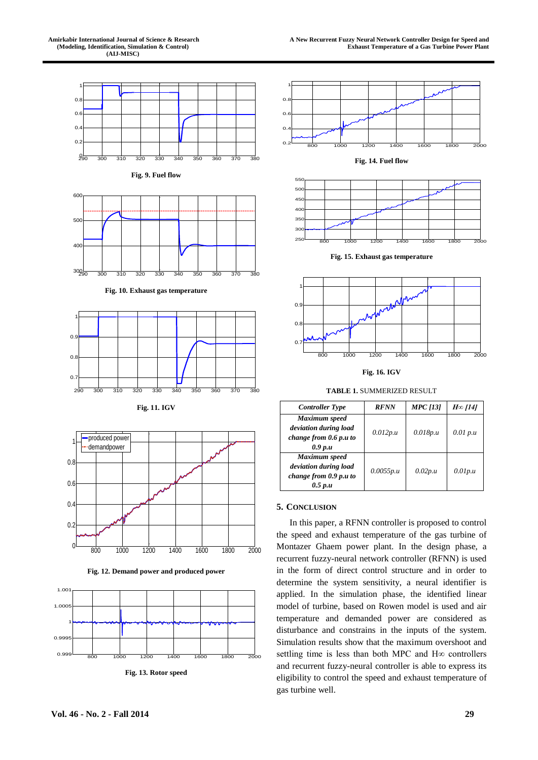**Fig. 9. Fuel flow**

**Fig. 10. Exhaust gas temperature**

**Fig. 11. IGV**

**Fig. 12. Demand power and produced power**

**Fig. 13. Rotor speed**

**Fig. 14. Fuel flow**

**Fig. 15. Exhaust gas temperature**

**Fig. 16. IGV**

**TABLE 1.** SUMMERIZED RESULT

| *Controller Type* | *RFNN* | *MPC [13]* | *H∞ [14]* |
|---|---|---|---|
| *Maximum speed deviation during load change from 0.6 p.u to 0.9 p.u* | *0.012p.u* | *0.018p.u* | *0.01 p.u* |
| *Maximum speed deviation during load change from 0.9 p.u to 0.5 p.u* | *0.0055p.u* | *0.02p.u* | *0.01p.u* |

## 5. Conclusion

In this paper, a RFNN controller is proposed to control the speed and exhaust temperature of the gas turbine of Montazer Ghaem power plant. In the design phase, a recurrent fuzzy-neural network controller (RFNN) is used in the form of direct control structure and in order to determine the system sensitivity, a neural identifier is applied. In the simulation phase, the identified linear model of turbine, based on Rowen model is used and air temperature and demanded power are considered as disturbance and constrains in the inputs of the system. Simulation results show that the maximum overshoot and settling time is less than both MPC and H∞ controllers and recurrent fuzzy-neural controller is able to express its eligibility to control the speed and exhaust temperature of gas turbine well.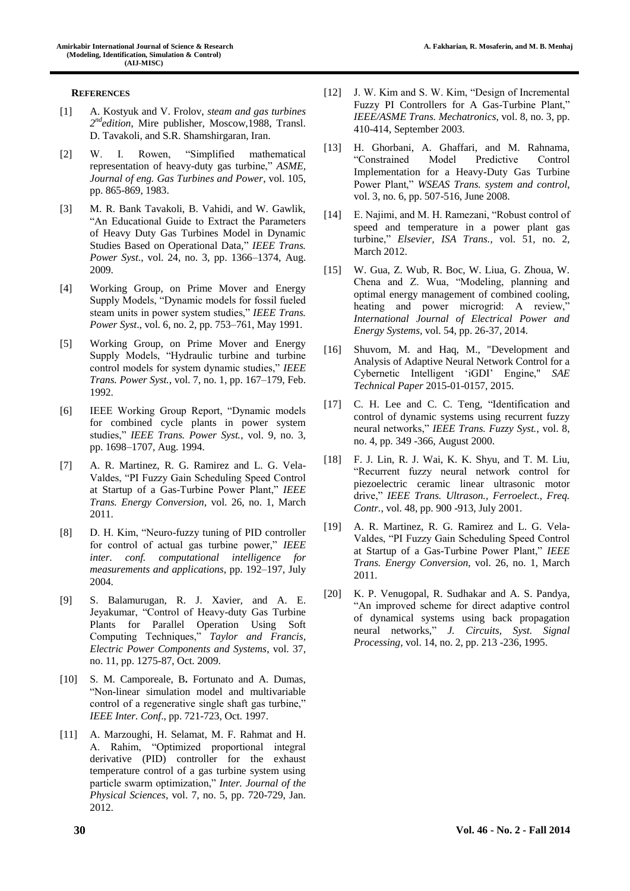## REFERENCES

[1] A. Kostyuk and V. Frolov, *steam and gas turbines 2nd edition*, Mire publisher, Moscow,1988, Transl. D. Tavakoli, and S.R. Shamshirgaran, Iran.

[2] W. I. Rowen, "Simplified mathematical representation of heavy-duty gas turbine," *ASME, Journal of eng. Gas Turbines and Power*, vol. 105, pp. 865-869, 1983.

[3] M. R. Bank Tavakoli, B. Vahidi, and W. Gawlik, "An Educational Guide to Extract the Parameters of Heavy Duty Gas Turbines Model in Dynamic Studies Based on Operational Data," *IEEE Trans. Power Syst*., vol. 24, no. 3, pp. 1366–1374, Aug. 2009.

[4] Working Group, on Prime Mover and Energy Supply Models, "Dynamic models for fossil fueled steam units in power system studies," *IEEE Trans. Power Syst*., vol. 6, no. 2, pp. 753–761, May 1991.

[5] Working Group, on Prime Mover and Energy Supply Models, "Hydraulic turbine and turbine control models for system dynamic studies," *IEEE Trans. Power Syst.*, vol. 7, no. 1, pp. 167–179, Feb. 1992.

[6] IEEE Working Group Report, "Dynamic models for combined cycle plants in power system studies," *IEEE Trans. Power Syst.*, vol. 9, no. 3, pp. 1698–1707, Aug. 1994.

[7] A. R. Martinez, R. G. Ramirez and L. G. Vela-Valdes, "PI Fuzzy Gain Scheduling Speed Control at Startup of a Gas-Turbine Power Plant," *IEEE Trans. Energy Conversion*, vol. 26, no. 1, March 2011.

[8] D. H. Kim, "Neuro-fuzzy tuning of PID controller for control of actual gas turbine power," *IEEE inter. conf. computational intelligence for measurements and applications*, pp. 192–197, July 2004.

[9] S. Balamurugan, R. J. Xavier, and A. E. Jeyakumar, "Control of Heavy-duty Gas Turbine Plants for Parallel Operation Using Soft Computing Techniques," *Taylor and Francis, Electric Power Components and Systems*, vol. 37, no. 11, pp. 1275-87, Oct. 2009.

[10] S. M. Camporeale, B**.** Fortunato and A. Dumas, "Non-linear simulation model and multivariable control of a regenerative single shaft gas turbine," *IEEE Inter. Conf*., pp. 721-723, Oct. 1997.

[11] A. Marzoughi, H. Selamat, M. F. Rahmat and H. A. Rahim, "Optimized proportional integral derivative (PID) controller for the exhaust temperature control of a gas turbine system using particle swarm optimization," *Inter. Journal of the Physical Sciences*, vol. 7, no. 5, pp. 720-729, Jan. 2012.

[12] J. W. Kim and S. W. Kim, "Design of Incremental Fuzzy PI Controllers for A Gas-Turbine Plant," *IEEE/ASME Trans. Mechatronics*, vol. 8, no. 3, pp. 410-414, September 2003.

[13] H. Ghorbani, A. Ghaffari, and M. Rahnama, "Constrained Model Predictive Control Implementation for a Heavy-Duty Gas Turbine Power Plant," *WSEAS Trans. system and control*, vol. 3, no. 6, pp. 507-516, June 2008.

[14] E. Najimi, and M. H. Ramezani, "Robust control of speed and temperature in a power plant gas turbine," *Elsevier, ISA Trans.,* vol. 51, no. 2, March 2012.

[15] W. Gua, Z. Wub, R. Boc, W. Liua, G. Zhoua, W. Chena and Z. Wua, "Modeling, planning and optimal energy management of combined cooling, heating and power microgrid: A review," *International Journal of Electrical Power and Energy Systems*, vol. 54, pp. 26-37, 2014.

[16] Shuvom, M. and Haq, M., "Development and Analysis of Adaptive Neural Network Control for a Cybernetic Intelligent 'iGDI' Engine," *SAE Technical Paper* 2015-01-0157, 2015.

[17] C. H. Lee and C. C. Teng, "Identification and control of dynamic systems using recurrent fuzzy neural networks," *IEEE Trans. Fuzzy Syst.*, vol. 8, no. 4, pp. 349 -366, August 2000.

[18] F. J. Lin, R. J. Wai, K. K. Shyu, and T. M. Liu, "Recurrent fuzzy neural network control for piezoelectric ceramic linear ultrasonic motor drive," *IEEE Trans. Ultrason., Ferroelect., Freq. Contr.*, vol. 48, pp. 900 -913, July 2001.

[19] A. R. Martinez, R. G. Ramirez and L. G. Vela-Valdes, "PI Fuzzy Gain Scheduling Speed Control at Startup of a Gas-Turbine Power Plant," *IEEE Trans. Energy Conversion*, vol. 26, no. 1, March 2011.

[20] K. P. Venugopal, R. Sudhakar and A. S. Pandya, "An improved scheme for direct adaptive control of dynamical systems using back propagation neural networks," *J. Circuits, Syst. Signal Processing*, vol. 14, no. 2, pp. 213 -236, 1995.